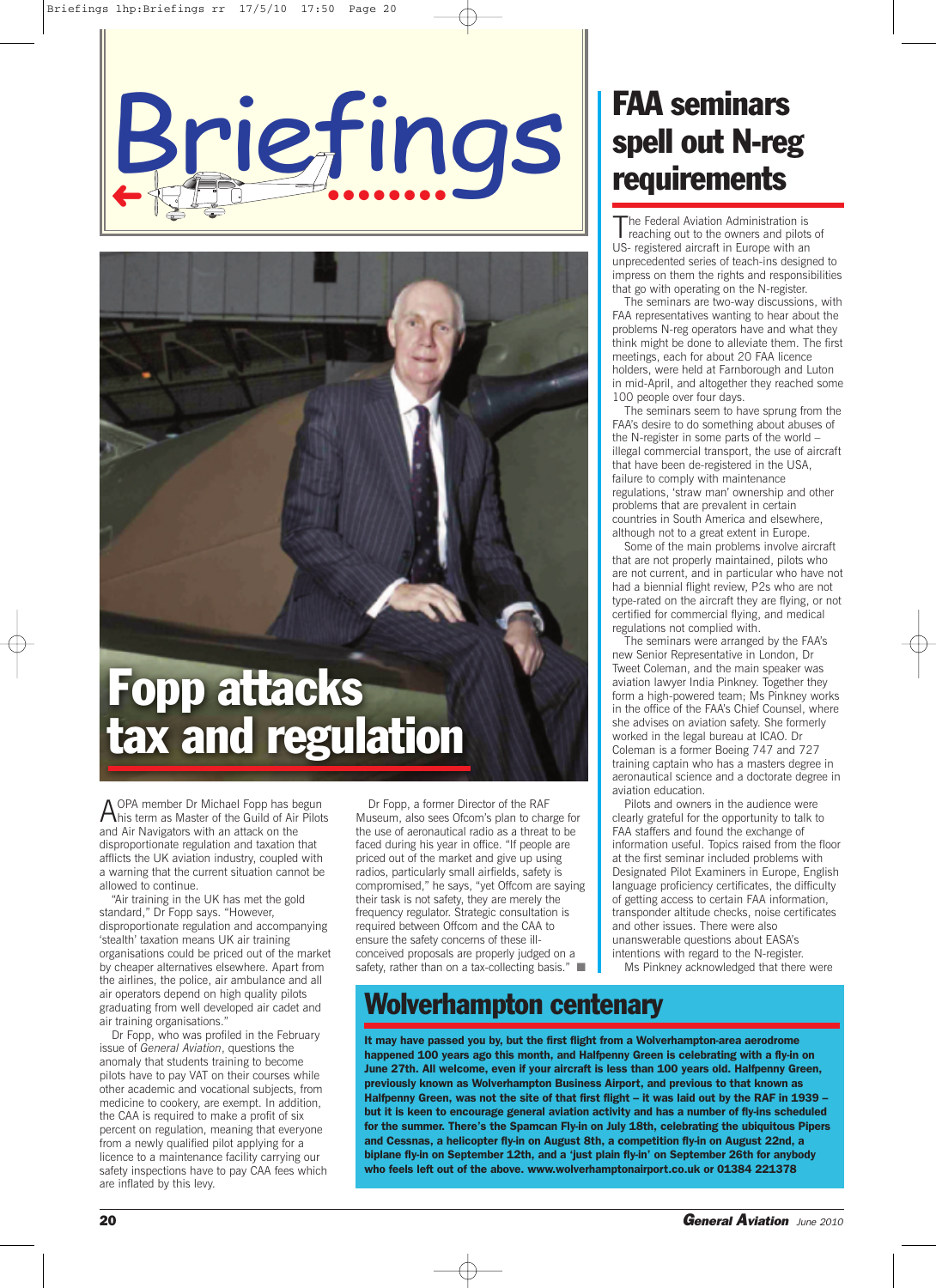# Briefings

## Fopp attacks tax and regulation

AOPA member Dr Michael Fopp has begun his term as Master of the Guild of Air Pilots and Air Navigators with an attack on the disproportionate regulation and taxation that afflicts the UK aviation industry, coupled with a warning that the current situation cannot be allowed to continue.

"Air training in the UK has met the gold standard," Dr Fopp says. "However, disproportionate regulation and accompanying 'stealth' taxation means UK air training organisations could be priced out of the market by cheaper alternatives elsewhere. Apart from the airlines, the police, air ambulance and all air operators depend on high quality pilots graduating from well developed air cadet and air training organisations."

Dr Fopp, who was profiled in the February issue of *General Aviation*, questions the anomaly that students training to become pilots have to pay VAT on their courses while other academic and vocational subjects, from medicine to cookery, are exempt. In addition, the CAA is required to make a profit of six percent on regulation, meaning that everyone from a newly qualified pilot applying for a licence to a maintenance facility carrying our safety inspections have to pay CAA fees which are inflated by this levy.

Dr Fopp, a former Director of the RAF Museum, also sees Ofcom's plan to charge for the use of aeronautical radio as a threat to be faced during his year in office. "If people are priced out of the market and give up using radios, particularly small airfields, safety is compromised," he says, "yet Offcom are saying their task is not safety, they are merely the frequency regulator. Strategic consultation is required between Offcom and the CAA to ensure the safety concerns of these ill-conceived proposals are properly judged on a safety, rather than on a tax-collecting basis." ■

## FAA seminars spell out N-reg requirements

The Federal Aviation Administration is reaching out to the owners and pilots of US- registered aircraft in Europe with an unprecedented series of teach-ins designed to impress on them the rights and responsibilities that go with operating on the N-register.

The seminars are two-way discussions, with FAA representatives wanting to hear about the problems N-reg operators have and what they think might be done to alleviate them. The first meetings, each for about 20 FAA licence holders, were held at Farnborough and Luton in mid-April, and altogether they reached some 100 people over four days.

The seminars seem to have sprung from the FAA's desire to do something about abuses of the N-register in some parts of the world – illegal commercial transport, the use of aircraft that have been de-registered in the USA, failure to comply with maintenance regulations, 'straw man' ownership and other problems that are prevalent in certain countries in South America and elsewhere, although not to a great extent in Europe.

Some of the main problems involve aircraft that are not properly maintained, pilots who are not current, and in particular who have not had a biennial flight review, P2s who are not type-rated on the aircraft they are flying, or not certified for commercial flying, and medical regulations not complied with.

The seminars were arranged by the FAA's new Senior Representative in London, Dr Tweet Coleman, and the main speaker was aviation lawyer India Pinkney. Together they form a high-powered team; Ms Pinkney works in the office of the FAA's Chief Counsel, where she advises on aviation safety. She formerly worked in the legal bureau at ICAO. Dr Coleman is a former Boeing 747 and 727 training captain who has a masters degree in aeronautical science and a doctorate degree in aviation education.

Pilots and owners in the audience were clearly grateful for the opportunity to talk to FAA staffers and found the exchange of information useful. Topics raised from the floor at the first seminar included problems with Designated Pilot Examiners in Europe, English language proficiency certificates, the difficulty of getting access to certain FAA information, transponder altitude checks, noise certificates and other issues. There were also unanswerable questions about EASA's intentions with regard to the N-register.

Ms Pinkney acknowledged that there were

## Wolverhampton centenary

**It may have passed you by, but the first flight from a Wolverhampton-area aerodrome happened 100 years ago this month, and Halfpenny Green is celebrating with a fly-in on June 27th. All welcome, even if your aircraft is less than 100 years old. Halfpenny Green, previously known as Wolverhampton Business Airport, and previous to that known as Halfpenny Green, was not the site of that first flight – it was laid out by the RAF in 1939 – but it is keen to encourage general aviation activity and has a number of fly-ins scheduled for the summer. There's the Spamcan Fly-in on July 18th, celebrating the ubiquitous Pipers and Cessnas, a helicopter fly-in on August 8th, a competition fly-in on August 22nd, a biplane fly-in on September 12th, and a 'just plain fly-in' on September 26th for anybody who feels left out of the above. www.wolverhamptonairport.co.uk or 01384 221378**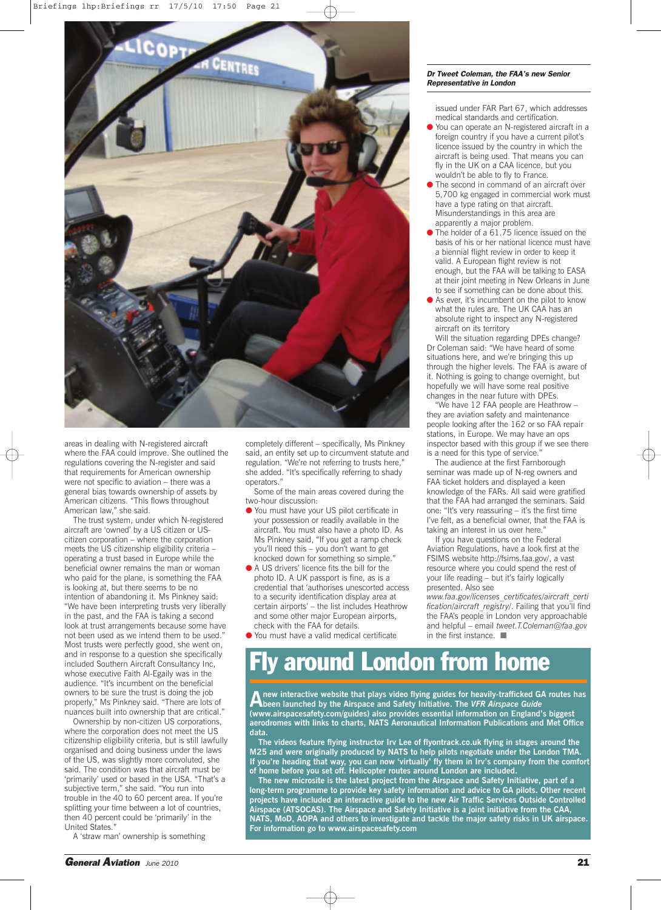*Dr Tweet Coleman, the FAA's new Senior Representative in London*

areas in dealing with N-registered aircraft where the FAA could improve. She outlined the regulations covering the N-register and said that requirements for American ownership were not specific to aviation – there was a general bias towards ownership of assets by American citizens. "This flows throughout American law," she said.

The trust system, under which N-registered aircraft are 'owned' by a US citizen or US-citizen corporation – where the corporation meets the US citizenship eligibility criteria – operating a trust based in Europe while the beneficial owner remains the man or woman who paid for the plane, is something the FAA is looking at, but there seems to be no intention of abandoning it. Ms Pinkney said: "We have been interpreting trusts very liberally in the past, and the FAA is taking a second look at trust arrangements because some have not been used as we intend them to be used." Most trusts were perfectly good, she went on, and in response to a question she specifically included Southern Aircraft Consultancy Inc, whose executive Faith Al-Egaily was in the audience. "It's incumbent on the beneficial owners to be sure the trust is doing the job properly," Ms Pinkney said. "There are lots of nuances built into ownership that are critical."

Ownership by non-citizen US corporations, where the corporation does not meet the US citizenship eligibility criteria, but is still lawfully organised and doing business under the laws of the US, was slightly more convoluted, she said. The condition was that aircraft must be 'primarily' used or based in the USA. "That's a subjective term," she said. "You run into trouble in the 40 to 60 percent area. If you're splitting your time between a lot of countries, then 40 percent could be 'primarily' in the United States."

A 'straw man' ownership is something completely different – specifically, Ms Pinkney said, an entity set up to circumvent statute and regulation. "We're not referring to trusts here," she added. "It's specifically referring to shady operators."

Some of the main areas covered during the two-hour discussion:

- You must have your US pilot certificate in your possession or readily available in the aircraft. You must also have a photo ID. As Ms Pinkney said, "If you get a ramp check you'll need this – you don't want to get knocked down for something so simple."
- A US drivers' licence fits the bill for the photo ID. A UK passport is fine, as is a credential that 'authorises unescorted access to a security identification display area at certain airports' – the list includes Heathrow and some other major European airports, check with the FAA for details.
- You must have a valid medical certificate issued under FAR Part 67, which addresses medical standards and certification.
- You can operate an N-registered aircraft in a foreign country if you have a current pilot's licence issued by the country in which the aircraft is being used. That means you can fly in the UK on a CAA licence, but you wouldn't be able to fly to France.
- The second in command of an aircraft over 5,700 kg engaged in commercial work must have a type rating on that aircraft. Misunderstandings in this area are apparently a major problem.
- The holder of a 61.75 licence issued on the basis of his or her national licence must have a biennial flight review in order to keep it valid. A European flight review is not enough, but the FAA will be talking to EASA at their joint meeting in New Orleans in June to see if something can be done about this.
- As ever, it's incumbent on the pilot to know what the rules are. The UK CAA has an absolute right to inspect any N-registered aircraft on its territory

Will the situation regarding DPEs change? Dr Coleman said: "We have heard of some situations here, and we're bringing this up through the higher levels. The FAA is aware of it. Nothing is going to change overnight, but hopefully we will have some real positive changes in the near future with DPEs.

"We have 12 FAA people are Heathrow – they are aviation safety and maintenance people looking after the 162 or so FAA repair stations, in Europe. We may have an ops inspector based with this group if we see there is a need for this type of service."

The audience at the first Farnborough seminar was made up of N-reg owners and FAA ticket holders and displayed a keen knowledge of the FARs. All said were gratified that the FAA had arranged the seminars. Said one: "It's very reassuring – it's the first time I've felt, as a beneficial owner, that the FAA is taking an interest in us over here."

If you have questions on the Federal Aviation Regulations, have a look first at the FSIMS website http://fsims.faa.gov/, a vast resource where you could spend the rest of your life reading – but it's fairly logically presented. Also see *www.faa.gov/licenses_certificates/aircraft_certification/aircraft_registry/*. Failing that you'll find the FAA's people in London very approachable and helpful – email *tweet.T.Coleman@faa.gov* in the first instance. ■

# Fly around London from home

**A new interactive website that plays video flying guides for heavily-trafficked GA routes has been launched by the Airspace and Safety Initiative. The *VFR Airspace Guide* (www.airspacesafety.com/guides) also provides essential information on England's biggest aerodromes with links to charts, NATS Aeronautical Information Publications and Met Office data.**

**The videos feature flying instructor Irv Lee of flyontrack.co.uk flying in stages around the M25 and were originally produced by NATS to help pilots negotiate under the London TMA. If you're heading that way, you can now 'virtually' fly them in Irv's company from the comfort of home before you set off. Helicopter routes around London are included.**

**The new microsite is the latest project from the Airspace and Safety Initiative, part of a long-term programme to provide key safety information and advice to GA pilots. Other recent projects have included an interactive guide to the new Air Traffic Services Outside Controlled Airspace (ATSOCAS). The Airspace and Safety Initiative is a joint initiative from the CAA, NATS, MoD, AOPA and others to investigate and tackle the major safety risks in UK airspace. For information go to www.airspacesafety.com**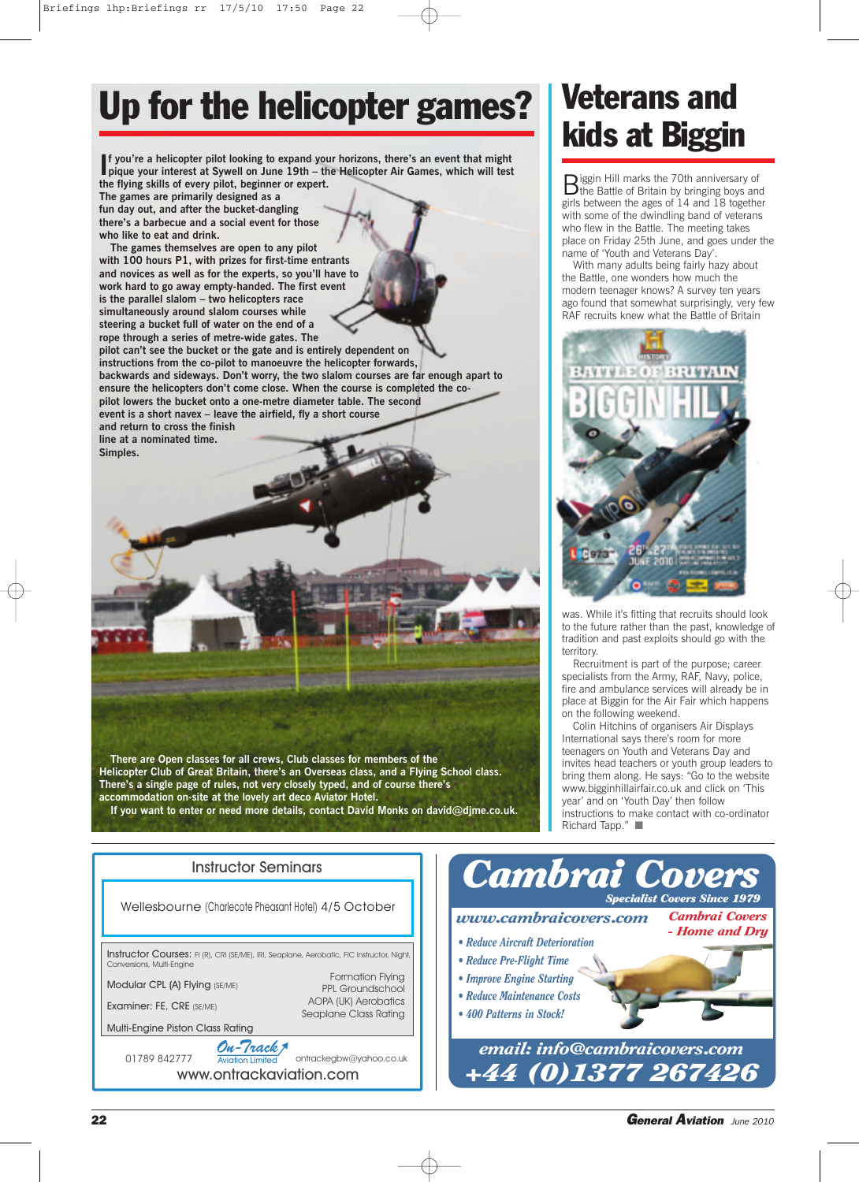# Up for the helicopter games?

If you're a helicopter pilot looking to expand your horizons, there's an event that might pique your interest at Sywell on June 19th – the Helicopter Air Games, which will test the flying skills of every pilot, beginner or expert.

The games are primarily designed as a fun day out, and after the bucket-dangling there's a barbecue and a social event for those who like to eat and drink.

The games themselves are open to any pilot with 100 hours P1, with prizes for first-time entrants and novices as well as for the experts, so you'll have to work hard to go away empty-handed. The first event is the parallel slalom – two helicopters race simultaneously around slalom courses while steering a bucket full of water on the end of a rope through a series of metre-wide gates. The pilot can't see the bucket or the gate and is entirely dependent on instructions from the co-pilot to manoeuvre the helicopter forwards, backwards and sideways. Don't worry, the two slalom courses are far enough apart to ensure the helicopters don't come close. When the course is completed the co-pilot lowers the bucket onto a one-metre diameter table. The second event is a short navex – leave the airfield, fly a short course and return to cross the finish line at a nominated time. Simples.

There are Open classes for all crews, Club classes for members of the Helicopter Club of Great Britain, there's an Overseas class, and a Flying School class. There's a single page of rules, not very closely typed, and of course there's accommodation on-site at the lovely art deco Aviator Hotel.

If you want to enter or need more details, contact David Monks on david@djme.co.uk.

# Veterans and kids at Biggin

Biggin Hill marks the 70th anniversary of the Battle of Britain by bringing boys and girls between the ages of 14 and 18 together with some of the dwindling band of veterans who flew in the Battle. The meeting takes place on Friday 25th June, and goes under the name of 'Youth and Veterans Day'.

With many adults being fairly hazy about the Battle, one wonders how much the modern teenager knows? A survey ten years ago found that somewhat surprisingly, very few RAF recruits knew what the Battle of Britain was. While it's fitting that recruits should look to the future rather than the past, knowledge of tradition and past exploits should go with the territory.

Recruitment is part of the purpose; career specialists from the Army, RAF, Navy, police, fire and ambulance services will already be in place at Biggin for the Air Fair which happens on the following weekend.

Colin Hitchins of organisers Air Displays International says there's room for more teenagers on Youth and Veterans Day and invites head teachers or youth group leaders to bring them along. He says: "Go to the website www.bigginhillairfair.co.uk and click on 'This year' and on 'Youth Day' then follow instructions to make contact with co-ordinator Richard Tapp." ■

---

**Instructor Seminars**

Wellesbourne (Charlecote Pheasant Hotel) 4/5 October

Instructor Courses: FI (R), CRI (SE/ME), IRI, Seaplane, Aerobatic, FIC Instructor, Night, Conversions, Multi-Engine

Modular CPL (A) Flying (SE/ME)

Examiner: FE, CRE (SE/ME)

Multi-Engine Piston Class Rating

Formation Flying
PPL Groundschool
AOPA (UK) Aerobatics
Seaplane Class Rating

On-Track Aviation Limited

01789 842777 ontrackegbw@yahoo.co.uk

www.ontrackaviation.com

---

**Cambrai Covers**

*Specialist Covers Since 1979*

www.cambraicovers.com

*Cambrai Covers - Home and Dry*

- *Reduce Aircraft Deterioration*
- *Reduce Pre-Flight Time*
- *Improve Engine Starting*
- *Reduce Maintenance Costs*
- *400 Patterns in Stock!*

email: info@cambraicovers.com

+44 (0)1377 267426